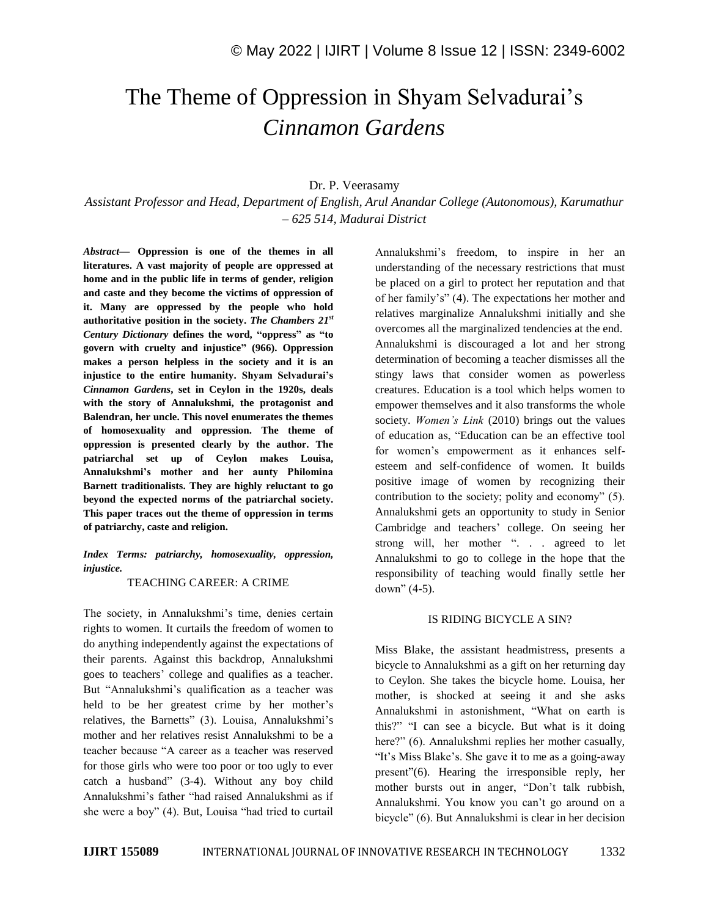# The Theme of Oppression in Shyam Selvadurai's *Cinnamon Gardens*

Dr. P. Veerasamy

*Assistant Professor and Head, Department of English, Arul Anandar College (Autonomous), Karumathur – 625 514, Madurai District*

***Abstract*— Oppression is one of the themes in all literatures. A vast majority of people are oppressed at home and in the public life in terms of gender, religion and caste and they become the victims of oppression of it. Many are oppressed by the people who hold authoritative position in the society. *The Chambers 21st Century Dictionary* defines the word, "oppress" as "to govern with cruelty and injustice" (966). Oppression makes a person helpless in the society and it is an injustice to the entire humanity. Shyam Selvadurai's *Cinnamon Gardens*, set in Ceylon in the 1920s, deals with the story of Annalukshmi, the protagonist and Balendran, her uncle. This novel enumerates the themes of homosexuality and oppression. The theme of oppression is presented clearly by the author. The patriarchal set up of Ceylon makes Louisa, Annalukshmi's mother and her aunty Philomina Barnett traditionalists. They are highly reluctant to go beyond the expected norms of the patriarchal society. This paper traces out the theme of oppression in terms of patriarchy, caste and religion.**

***Index Terms: patriarchy, homosexuality, oppression, injustice.***

## TEACHING CAREER: A CRIME

The society, in Annalukshmi's time, denies certain rights to women. It curtails the freedom of women to do anything independently against the expectations of their parents. Against this backdrop, Annalukshmi goes to teachers' college and qualifies as a teacher. But "Annalukshmi's qualification as a teacher was held to be her greatest crime by her mother's relatives, the Barnetts" (3). Louisa, Annalukshmi's mother and her relatives resist Annalukshmi to be a teacher because "A career as a teacher was reserved for those girls who were too poor or too ugly to ever catch a husband" (3-4). Without any boy child Annalukshmi's father "had raised Annalukshmi as if she were a boy" (4). But, Louisa "had tried to curtail Annalukshmi's freedom, to inspire in her an understanding of the necessary restrictions that must be placed on a girl to protect her reputation and that of her family's" (4). The expectations her mother and relatives marginalize Annalukshmi initially and she overcomes all the marginalized tendencies at the end. Annalukshmi is discouraged a lot and her strong determination of becoming a teacher dismisses all the stingy laws that consider women as powerless creatures. Education is a tool which helps women to empower themselves and it also transforms the whole society. *Women's Link* (2010) brings out the values of education as, "Education can be an effective tool for women's empowerment as it enhances self-esteem and self-confidence of women. It builds positive image of women by recognizing their contribution to the society; polity and economy" (5). Annalukshmi gets an opportunity to study in Senior Cambridge and teachers' college. On seeing her strong will, her mother ". . . agreed to let Annalukshmi to go to college in the hope that the responsibility of teaching would finally settle her down" (4-5).

## IS RIDING BICYCLE A SIN?

Miss Blake, the assistant headmistress, presents a bicycle to Annalukshmi as a gift on her returning day to Ceylon. She takes the bicycle home. Louisa, her mother, is shocked at seeing it and she asks Annalukshmi in astonishment, "What on earth is this?" "I can see a bicycle. But what is it doing here?" (6). Annalukshmi replies her mother casually, "It's Miss Blake's. She gave it to me as a going-away present"(6). Hearing the irresponsible reply, her mother bursts out in anger, "Don't talk rubbish, Annalukshmi. You know you can't go around on a bicycle" (6). But Annalukshmi is clear in her decision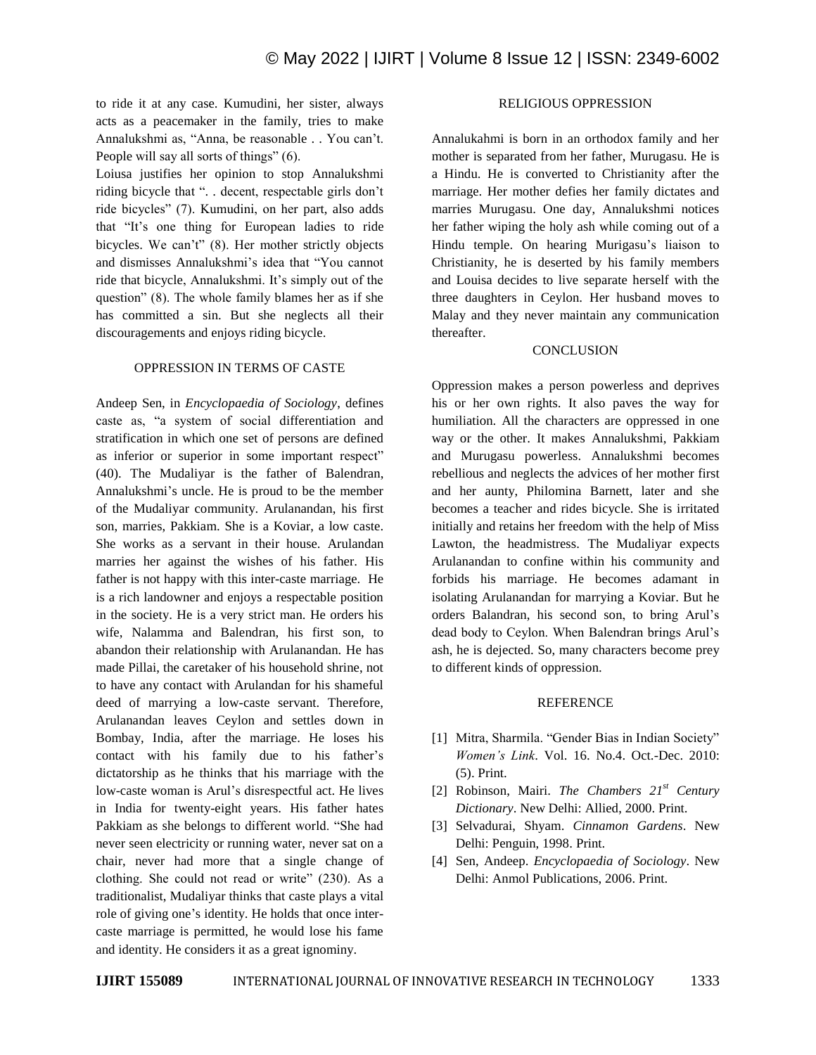to ride it at any case. Kumudini, her sister, always acts as a peacemaker in the family, tries to make Annalukshmi as, "Anna, be reasonable . . You can't. People will say all sorts of things" (6).

Loiusa justifies her opinion to stop Annalukshmi riding bicycle that ". . decent, respectable girls don't ride bicycles" (7). Kumudini, on her part, also adds that "It's one thing for European ladies to ride bicycles. We can't" (8). Her mother strictly objects and dismisses Annalukshmi's idea that "You cannot ride that bicycle, Annalukshmi. It's simply out of the question" (8). The whole family blames her as if she has committed a sin. But she neglects all their discouragements and enjoys riding bicycle.

## OPPRESSION IN TERMS OF CASTE

Andeep Sen, in *Encyclopaedia of Sociology*, defines caste as, "a system of social differentiation and stratification in which one set of persons are defined as inferior or superior in some important respect" (40). The Mudaliyar is the father of Balendran, Annalukshmi's uncle. He is proud to be the member of the Mudaliyar community. Arulanandan, his first son, marries, Pakkiam. She is a Koviar, a low caste. She works as a servant in their house. Arulandan marries her against the wishes of his father. His father is not happy with this inter-caste marriage. He is a rich landowner and enjoys a respectable position in the society. He is a very strict man. He orders his wife, Nalamma and Balendran, his first son, to abandon their relationship with Arulanandan. He has made Pillai, the caretaker of his household shrine, not to have any contact with Arulandan for his shameful deed of marrying a low-caste servant. Therefore, Arulanandan leaves Ceylon and settles down in Bombay, India, after the marriage. He loses his contact with his family due to his father's dictatorship as he thinks that his marriage with the low-caste woman is Arul's disrespectful act. He lives in India for twenty-eight years. His father hates Pakkiam as she belongs to different world. "She had never seen electricity or running water, never sat on a chair, never had more that a single change of clothing. She could not read or write" (230). As a traditionalist, Mudaliyar thinks that caste plays a vital role of giving one's identity. He holds that once inter-caste marriage is permitted, he would lose his fame and identity. He considers it as a great ignominy.

## RELIGIOUS OPPRESSION

Annalukahmi is born in an orthodox family and her mother is separated from her father, Murugasu. He is a Hindu. He is converted to Christianity after the marriage. Her mother defies her family dictates and marries Murugasu. One day, Annalukshmi notices her father wiping the holy ash while coming out of a Hindu temple. On hearing Murigasu's liaison to Christianity, he is deserted by his family members and Louisa decides to live separate herself with the three daughters in Ceylon. Her husband moves to Malay and they never maintain any communication thereafter.

## CONCLUSION

Oppression makes a person powerless and deprives his or her own rights. It also paves the way for humiliation. All the characters are oppressed in one way or the other. It makes Annalukshmi, Pakkiam and Murugasu powerless. Annalukshmi becomes rebellious and neglects the advices of her mother first and her aunty, Philomina Barnett, later and she becomes a teacher and rides bicycle. She is irritated initially and retains her freedom with the help of Miss Lawton, the headmistress. The Mudaliyar expects Arulanandan to confine within his community and forbids his marriage. He becomes adamant in isolating Arulanandan for marrying a Koviar. But he orders Balandran, his second son, to bring Arul's dead body to Ceylon. When Balendran brings Arul's ash, he is dejected. So, many characters become prey to different kinds of oppression.

## REFERENCE

[1] Mitra, Sharmila. "Gender Bias in Indian Society" *Women's Link*. Vol. 16. No.4. Oct.-Dec. 2010: (5). Print.

[2] Robinson, Mairi. *The Chambers 21st Century Dictionary*. New Delhi: Allied, 2000. Print.

[3] Selvadurai, Shyam. *Cinnamon Gardens*. New Delhi: Penguin, 1998. Print.

[4] Sen, Andeep. *Encyclopaedia of Sociology*. New Delhi: Anmol Publications, 2006. Print.